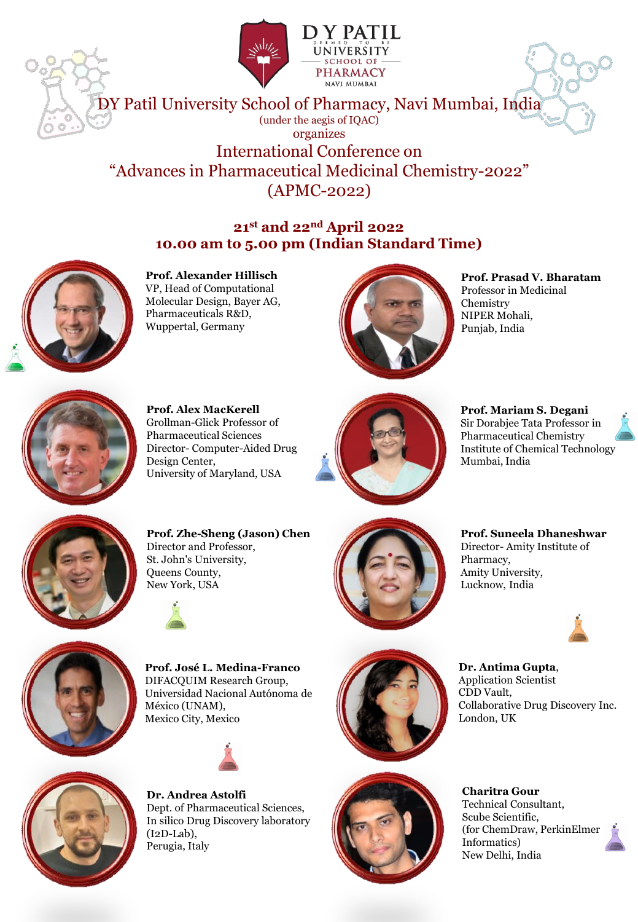D Y PATIL
DEEMED TO BE
UNIVERSITY
SCHOOL OF
PHARMACY
NAVI MUMBAI

# DY Patil University School of Pharmacy, Navi Mumbai, India

(under the aegis of IQAC)

organizes

## International Conference on "Advances in Pharmaceutical Medicinal Chemistry-2022" (APMC-2022)

### 21st and 22nd April 2022
### 10.00 am to 5.00 pm (Indian Standard Time)

**Prof. Alexander Hillisch**
VP, Head of Computational Molecular Design, Bayer AG, Pharmaceuticals R&D, Wuppertal, Germany

**Prof. Prasad V. Bharatam**
Professor in Medicinal Chemistry
NIPER Mohali, Punjab, India

**Prof. Alex MacKerell**
Grollman-Glick Professor of Pharmaceutical Sciences
Director- Computer-Aided Drug Design Center,
University of Maryland, USA

**Prof. Mariam S. Degani**
Sir Dorabjee Tata Professor in Pharmaceutical Chemistry
Institute of Chemical Technology
Mumbai, India

**Prof. Zhe-Sheng (Jason) Chen**
Director and Professor,
St. John's University,
Queens County,
New York, USA

**Prof. Suneela Dhaneshwar**
Director- Amity Institute of Pharmacy,
Amity University,
Lucknow, India

**Prof. José L. Medina-Franco**
DIFACQUIM Research Group,
Universidad Nacional Autónoma de México (UNAM),
Mexico City, Mexico

**Dr. Antima Gupta**,
Application Scientist
CDD Vault,
Collaborative Drug Discovery Inc.
London, UK

**Dr. Andrea Astolfi**
Dept. of Pharmaceutical Sciences,
In silico Drug Discovery laboratory (I2D-Lab),
Perugia, Italy

**Charitra Gour**
Technical Consultant,
Scube Scientific,
(for ChemDraw, PerkinElmer Informatics)
New Delhi, India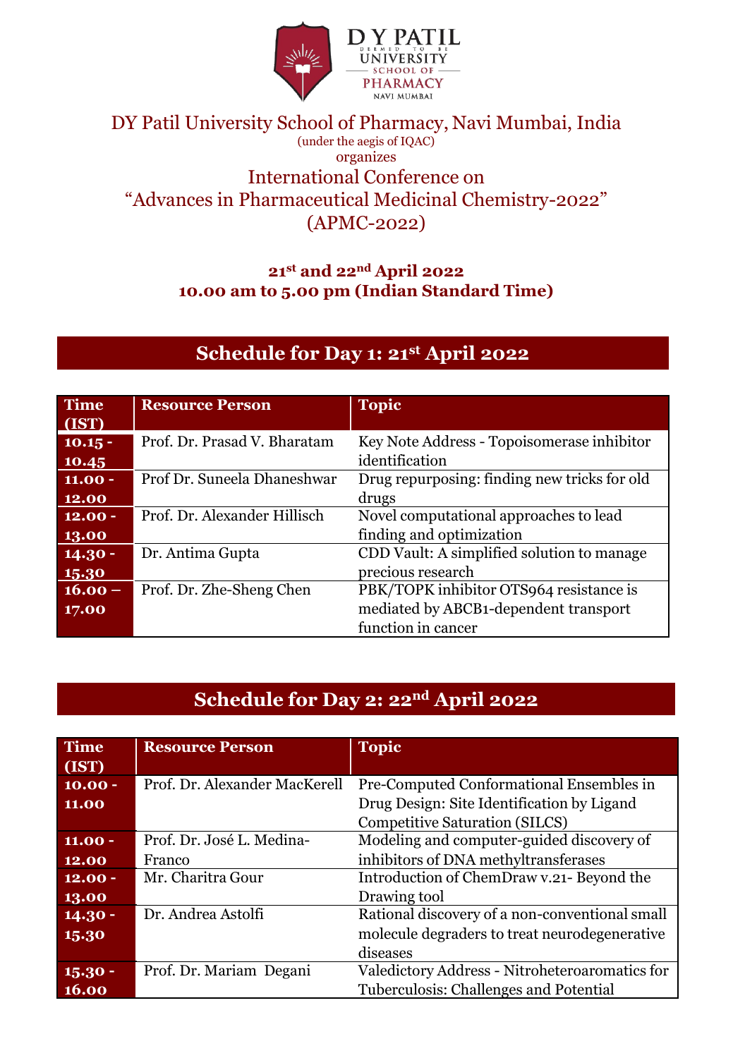DY PATIL DEEMED TO BE UNIVERSITY SCHOOL OF PHARMACY NAVI MUMBAI

# DY Patil University School of Pharmacy, Navi Mumbai, India

(under the aegis of IQAC)

organizes

## International Conference on "Advances in Pharmaceutical Medicinal Chemistry-2022" (APMC-2022)

**21st and 22nd April 2022**
**10.00 am to 5.00 pm (Indian Standard Time)**

## Schedule for Day 1: 21st April 2022

| Time (IST) | Resource Person | Topic |
|---|---|---|
| **10.15 - 10.45** | Prof. Dr. Prasad V. Bharatam | Key Note Address - Topoisomerase inhibitor identification |
| **11.00 - 12.00** | Prof Dr. Suneela Dhaneshwar | Drug repurposing: finding new tricks for old drugs |
| **12.00 - 13.00** | Prof. Dr. Alexander Hillisch | Novel computational approaches to lead finding and optimization |
| **14.30 - 15.30** | Dr. Antima Gupta | CDD Vault: A simplified solution to manage precious research |
| **16.00 – 17.00** | Prof. Dr. Zhe-Sheng Chen | PBK/TOPK inhibitor OTS964 resistance is mediated by ABCB1-dependent transport function in cancer |

## Schedule for Day 2: 22nd April 2022

| Time (IST) | Resource Person | Topic |
|---|---|---|
| **10.00 - 11.00** | Prof. Dr. Alexander MacKerell | Pre-Computed Conformational Ensembles in Drug Design: Site Identification by Ligand Competitive Saturation (SILCS) |
| **11.00 - 12.00** | Prof. Dr. José L. Medina-Franco | Modeling and computer-guided discovery of inhibitors of DNA methyltransferases |
| **12.00 - 13.00** | Mr. Charitra Gour | Introduction of ChemDraw v.21- Beyond the Drawing tool |
| **14.30 - 15.30** | Dr. Andrea Astolfi | Rational discovery of a non-conventional small molecule degraders to treat neurodegenerative diseases |
| **15.30 - 16.00** | Prof. Dr. Mariam Degani | Valedictory Address - Nitroheteroaromatics for Tuberculosis: Challenges and Potential |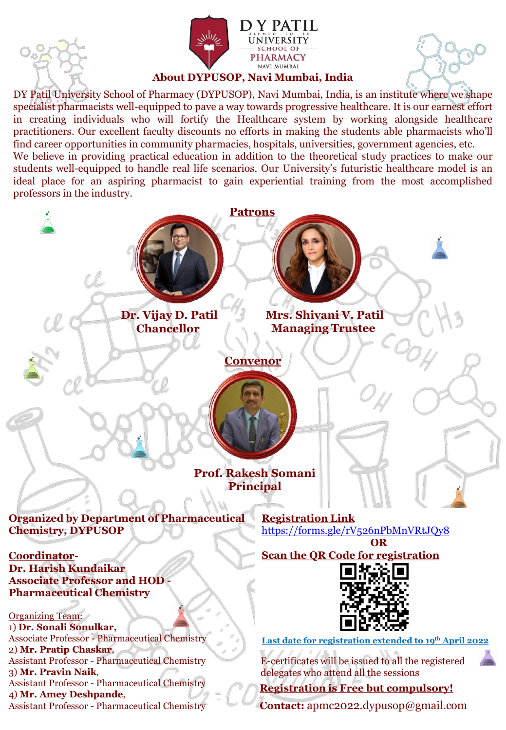D Y PATIL
DEEMED TO BE UNIVERSITY
SCHOOL OF PHARMACY
NAVI MUMBAI

## About DYPUSOP, Navi Mumbai, India

DY Patil University School of Pharmacy (DYPUSOP), Navi Mumbai, India, is an institute where we shape specialist pharmacists well-equipped to pave a way towards progressive healthcare. It is our earnest effort in creating individuals who will fortify the Healthcare system by working alongside healthcare practitioners. Our excellent faculty discounts no efforts in making the students able pharmacists who'll find career opportunities in community pharmacies, hospitals, universities, government agencies, etc.
We believe in providing practical education in addition to the theoretical study practices to make our students well-equipped to handle real life scenarios. Our University's futuristic healthcare model is an ideal place for an aspiring pharmacist to gain experiential training from the most accomplished professors in the industry.

## Patrons

**Dr. Vijay D. Patil**
**Chancellor**

**Mrs. Shivani V. Patil**
**Managing Trustee**

## Convenor

**Prof. Rakesh Somani**
**Principal**

**Organized by Department of Pharmaceutical Chemistry, DYPUSOP**

**Coordinator-**
**Dr. Harish Kundaikar**
**Associate Professor and HOD - Pharmaceutical Chemistry**

Organizing Team:
1) **Dr. Sonali Sonulkar,**
Associate Professor - Pharmaceutical Chemistry
2) **Mr. Pratip Chaskar**,
Assistant Professor - Pharmaceutical Chemistry
3) **Mr. Pravin Naik**,
Assistant Professor - Pharmaceutical Chemistry
4) **Mr. Amey Deshpande**,
Assistant Professor - Pharmaceutical Chemistry

**Registration Link**
https://forms.gle/rV526nPbMnVRtJQy8
**OR**
**Scan the QR Code for registration**

**Last date for registration extended to 19th April 2022**

E-certificates will be issued to all the registered delegates who attend all the sessions

**Registration is Free but compulsory!**

**Contact:** apmc2022.dypusop@gmail.com